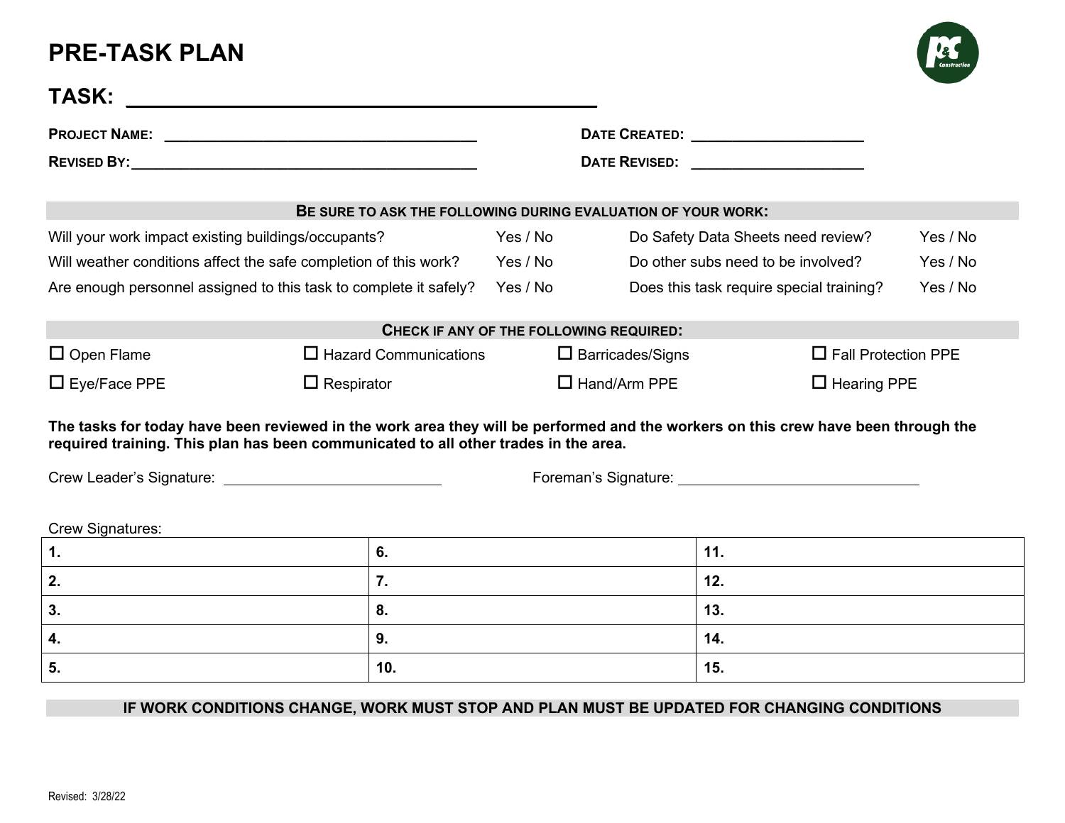# PRE-TASK PLAN

## TASK: ______________________________________

**PROJECT NAME:** ____________________________________ **DATE CREATED:** ____________________

**REVISED BY:** ____________________________________ **DATE REVISED:** ____________________

**BE SURE TO ASK THE FOLLOWING DURING EVALUATION OF YOUR WORK:**

| | | | |
|---|---|---|---|
| Will your work impact existing buildings/occupants? | Yes / No | Do Safety Data Sheets need review? | Yes / No |
| Will weather conditions affect the safe completion of this work? | Yes / No | Do other subs need to be involved? | Yes / No |
| Are enough personnel assigned to this task to complete it safely? | Yes / No | Does this task require special training? | Yes / No |

**CHECK IF ANY OF THE FOLLOWING REQUIRED:**

| | | | |
|---|---|---|---|
| ☐ Open Flame | ☐ Hazard Communications | ☐ Barricades/Signs | ☐ Fall Protection PPE |
| ☐ Eye/Face PPE | ☐ Respirator | ☐ Hand/Arm PPE | ☐ Hearing PPE |

**The tasks for today have been reviewed in the work area they will be performed and the workers on this crew have been through the required training. This plan has been communicated to all other trades in the area.**

Crew Leader's Signature: ____________________________ Foreman's Signature: ____________________________

Crew Signatures:

| | | |
|---|---|---|
| **1.** | **6.** | **11.** |
| **2.** | **7.** | **12.** |
| **3.** | **8.** | **13.** |
| **4.** | **9.** | **14.** |
| **5.** | **10.** | **15.** |

**IF WORK CONDITIONS CHANGE, WORK MUST STOP AND PLAN MUST BE UPDATED FOR CHANGING CONDITIONS**

Revised: 3/28/22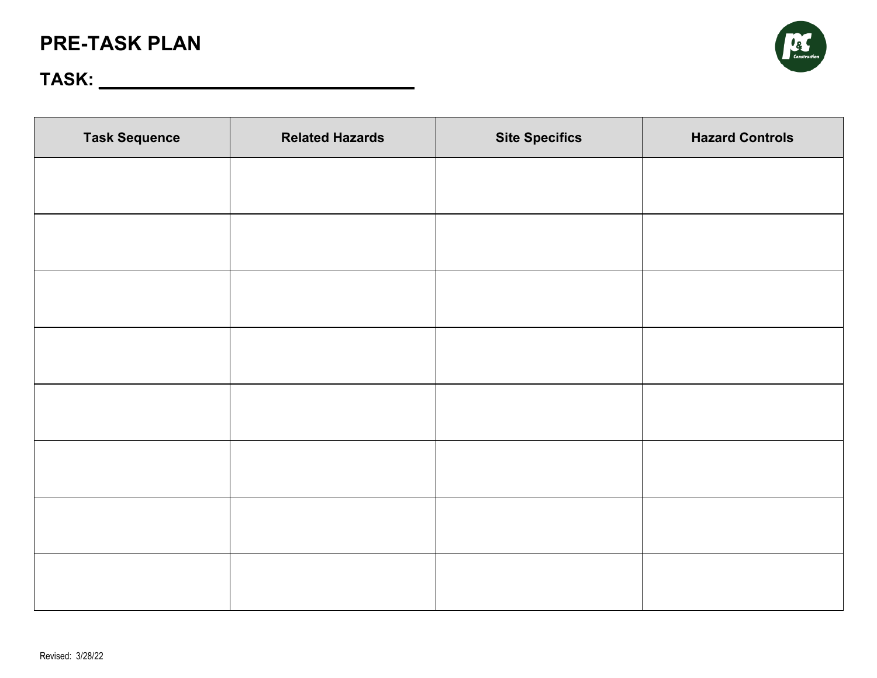# PRE-TASK PLAN

**TASK:** ________________________________

| Task Sequence | Related Hazards | Site Specifics | Hazard Controls |
| --- | --- | --- | --- |
| | | | |
| | | | |
| | | | |
| | | | |
| | | | |
| | | | |
| | | | |
| | | | |

Revised: 3/28/22